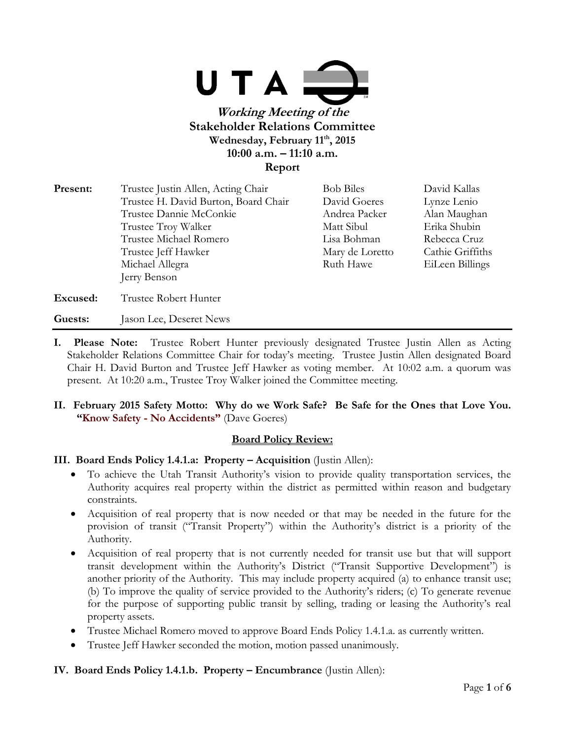UTA

***Working Meeting of the***
**Stakeholder Relations Committee**
**Wednesday, February 11th, 2015**
**10:00 a.m. – 11:10 a.m.**
**Report**

| | | | |
|---|---|---|---|
| **Present:** | Trustee Justin Allen, Acting Chair | Bob Biles | David Kallas |
| | Trustee H. David Burton, Board Chair | David Goeres | Lynze Lenio |
| | Trustee Dannie McConkie | Andrea Packer | Alan Maughan |
| | Trustee Troy Walker | Matt Sibul | Erika Shubin |
| | Trustee Michael Romero | Lisa Bohman | Rebecca Cruz |
| | Trustee Jeff Hawker | Mary de Loretto | Cathie Griffiths |
| | Michael Allegra | Ruth Hawe | EiLeen Billings |
| | Jerry Benson | | |
| **Excused:** | Trustee Robert Hunter | | |
| **Guests:** | Jason Lee, Deseret News | | |

**I. Please Note:** Trustee Robert Hunter previously designated Trustee Justin Allen as Acting Stakeholder Relations Committee Chair for today's meeting. Trustee Justin Allen designated Board Chair H. David Burton and Trustee Jeff Hawker as voting member. At 10:02 a.m. a quorum was present. At 10:20 a.m., Trustee Troy Walker joined the Committee meeting.

**II. February 2015 Safety Motto: Why do we Work Safe? Be Safe for the Ones that Love You. "Know Safety - No Accidents"** (Dave Goeres)

**Board Policy Review:**

**III. Board Ends Policy 1.4.1.a: Property – Acquisition** (Justin Allen):

- To achieve the Utah Transit Authority's vision to provide quality transportation services, the Authority acquires real property within the district as permitted within reason and budgetary constraints.
- Acquisition of real property that is now needed or that may be needed in the future for the provision of transit ("Transit Property") within the Authority's district is a priority of the Authority.
- Acquisition of real property that is not currently needed for transit use but that will support transit development within the Authority's District ("Transit Supportive Development") is another priority of the Authority. This may include property acquired (a) to enhance transit use; (b) To improve the quality of service provided to the Authority's riders; (c) To generate revenue for the purpose of supporting public transit by selling, trading or leasing the Authority's real property assets.
- Trustee Michael Romero moved to approve Board Ends Policy 1.4.1.a. as currently written.
- Trustee Jeff Hawker seconded the motion, motion passed unanimously.

**IV. Board Ends Policy 1.4.1.b. Property – Encumbrance** (Justin Allen):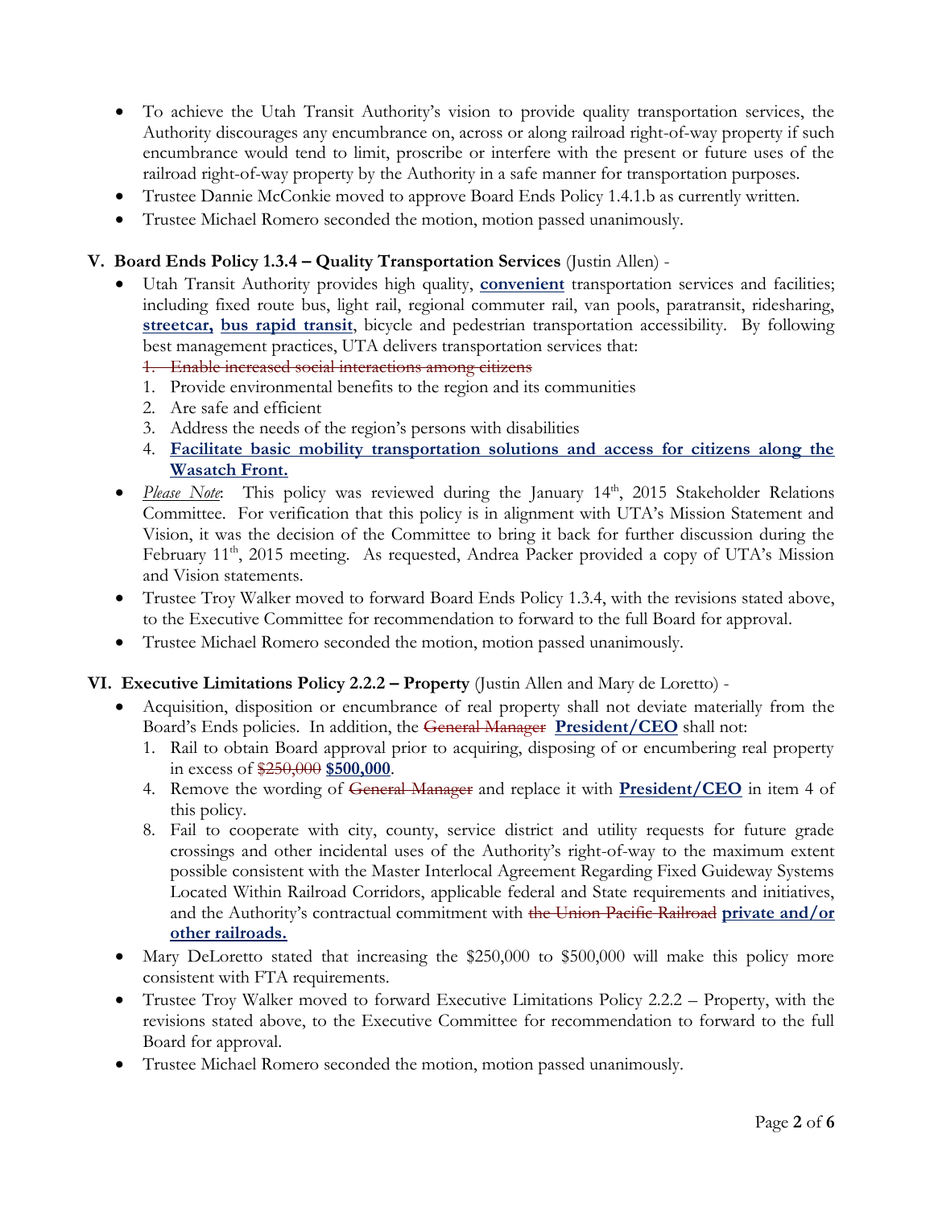- To achieve the Utah Transit Authority's vision to provide quality transportation services, the Authority discourages any encumbrance on, across or along railroad right-of-way property if such encumbrance would tend to limit, proscribe or interfere with the present or future uses of the railroad right-of-way property by the Authority in a safe manner for transportation purposes.
- Trustee Dannie McConkie moved to approve Board Ends Policy 1.4.1.b as currently written.
- Trustee Michael Romero seconded the motion, motion passed unanimously.

## V. Board Ends Policy 1.3.4 – Quality Transportation Services (Justin Allen) -

- Utah Transit Authority provides high quality, **convenient** transportation services and facilities; including fixed route bus, light rail, regional commuter rail, van pools, paratransit, ridesharing, **streetcar, bus rapid transit**, bicycle and pedestrian transportation accessibility. By following best management practices, UTA delivers transportation services that:
  1. ~~Enable increased social interactions among citizens~~
  1. Provide environmental benefits to the region and its communities
  2. Are safe and efficient
  3. Address the needs of the region's persons with disabilities
  4. **Facilitate basic mobility transportation solutions and access for citizens along the Wasatch Front.**
- *Please Note*: This policy was reviewed during the January 14th, 2015 Stakeholder Relations Committee. For verification that this policy is in alignment with UTA's Mission Statement and Vision, it was the decision of the Committee to bring it back for further discussion during the February 11th, 2015 meeting. As requested, Andrea Packer provided a copy of UTA's Mission and Vision statements.
- Trustee Troy Walker moved to forward Board Ends Policy 1.3.4, with the revisions stated above, to the Executive Committee for recommendation to forward to the full Board for approval.
- Trustee Michael Romero seconded the motion, motion passed unanimously.

## VI. Executive Limitations Policy 2.2.2 – Property (Justin Allen and Mary de Loretto) -

- Acquisition, disposition or encumbrance of real property shall not deviate materially from the Board's Ends policies. In addition, the ~~General Manager~~ **President/CEO** shall not:
  1. Rail to obtain Board approval prior to acquiring, disposing of or encumbering real property in excess of ~~$250,000~~ **$500,000**.
  4. Remove the wording of ~~General Manager~~ and replace it with **President/CEO** in item 4 of this policy.
  8. Fail to cooperate with city, county, service district and utility requests for future grade crossings and other incidental uses of the Authority's right-of-way to the maximum extent possible consistent with the Master Interlocal Agreement Regarding Fixed Guideway Systems Located Within Railroad Corridors, applicable federal and State requirements and initiatives, and the Authority's contractual commitment with ~~the Union Pacific Railroad~~ **private and/or other railroads.**
- Mary DeLoretto stated that increasing the $250,000 to $500,000 will make this policy more consistent with FTA requirements.
- Trustee Troy Walker moved to forward Executive Limitations Policy 2.2.2 – Property, with the revisions stated above, to the Executive Committee for recommendation to forward to the full Board for approval.
- Trustee Michael Romero seconded the motion, motion passed unanimously.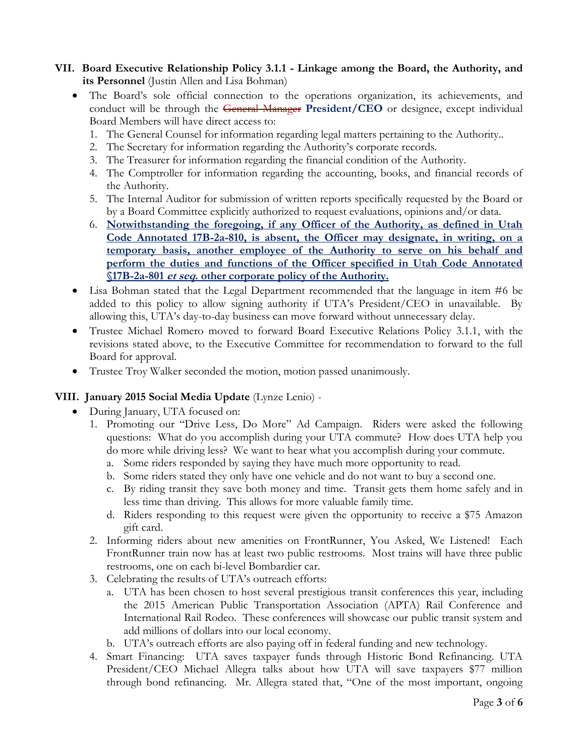## VII. Board Executive Relationship Policy 3.1.1 - Linkage among the Board, the Authority, and its Personnel (Justin Allen and Lisa Bohman)

- The Board's sole official connection to the operations organization, its achievements, and conduct will be through the ~~General Manager~~ **President/CEO** or designee, except individual Board Members will have direct access to:
  1. The General Counsel for information regarding legal matters pertaining to the Authority..
  2. The Secretary for information regarding the Authority's corporate records.
  3. The Treasurer for information regarding the financial condition of the Authority.
  4. The Comptroller for information regarding the accounting, books, and financial records of the Authority.
  5. The Internal Auditor for submission of written reports specifically requested by the Board or by a Board Committee explicitly authorized to request evaluations, opinions and/or data.
  6. <u>**Notwithstanding the foregoing, if any Officer of the Authority, as defined in Utah Code Annotated 17B-2a-810, is absent, the Officer may designate, in writing, on a temporary basis, another employee of the Authority to serve on his behalf and perform the duties and functions of the Officer specified in Utah Code Annotated §17B-2a-801 *et seq.* other corporate policy of the Authority.**</u>
- Lisa Bohman stated that the Legal Department recommended that the language in item #6 be added to this policy to allow signing authority if UTA's President/CEO in unavailable. By allowing this, UTA's day-to-day business can move forward without unnecessary delay.
- Trustee Michael Romero moved to forward Board Executive Relations Policy 3.1.1, with the revisions stated above, to the Executive Committee for recommendation to forward to the full Board for approval.
- Trustee Troy Walker seconded the motion, motion passed unanimously.

## VIII. January 2015 Social Media Update (Lynze Lenio) -

- During January, UTA focused on:
  1. Promoting our "Drive Less, Do More" Ad Campaign. Riders were asked the following questions: What do you accomplish during your UTA commute? How does UTA help you do more while driving less? We want to hear what you accomplish during your commute.
     a. Some riders responded by saying they have much more opportunity to read.
     b. Some riders stated they only have one vehicle and do not want to buy a second one.
     c. By riding transit they save both money and time. Transit gets them home safely and in less time than driving. This allows for more valuable family time.
     d. Riders responding to this request were given the opportunity to receive a $75 Amazon gift card.
  2. Informing riders about new amenities on FrontRunner, You Asked, We Listened! Each FrontRunner train now has at least two public restrooms. Most trains will have three public restrooms, one on each bi-level Bombardier car.
  3. Celebrating the results of UTA's outreach efforts:
     a. UTA has been chosen to host several prestigious transit conferences this year, including the 2015 American Public Transportation Association (APTA) Rail Conference and International Rail Rodeo. These conferences will showcase our public transit system and add millions of dollars into our local economy.
     b. UTA's outreach efforts are also paying off in federal funding and new technology.
  4. Smart Financing: UTA saves taxpayer funds through Historic Bond Refinancing. UTA President/CEO Michael Allegra talks about how UTA will save taxpayers $77 million through bond refinancing. Mr. Allegra stated that, "One of the most important, ongoing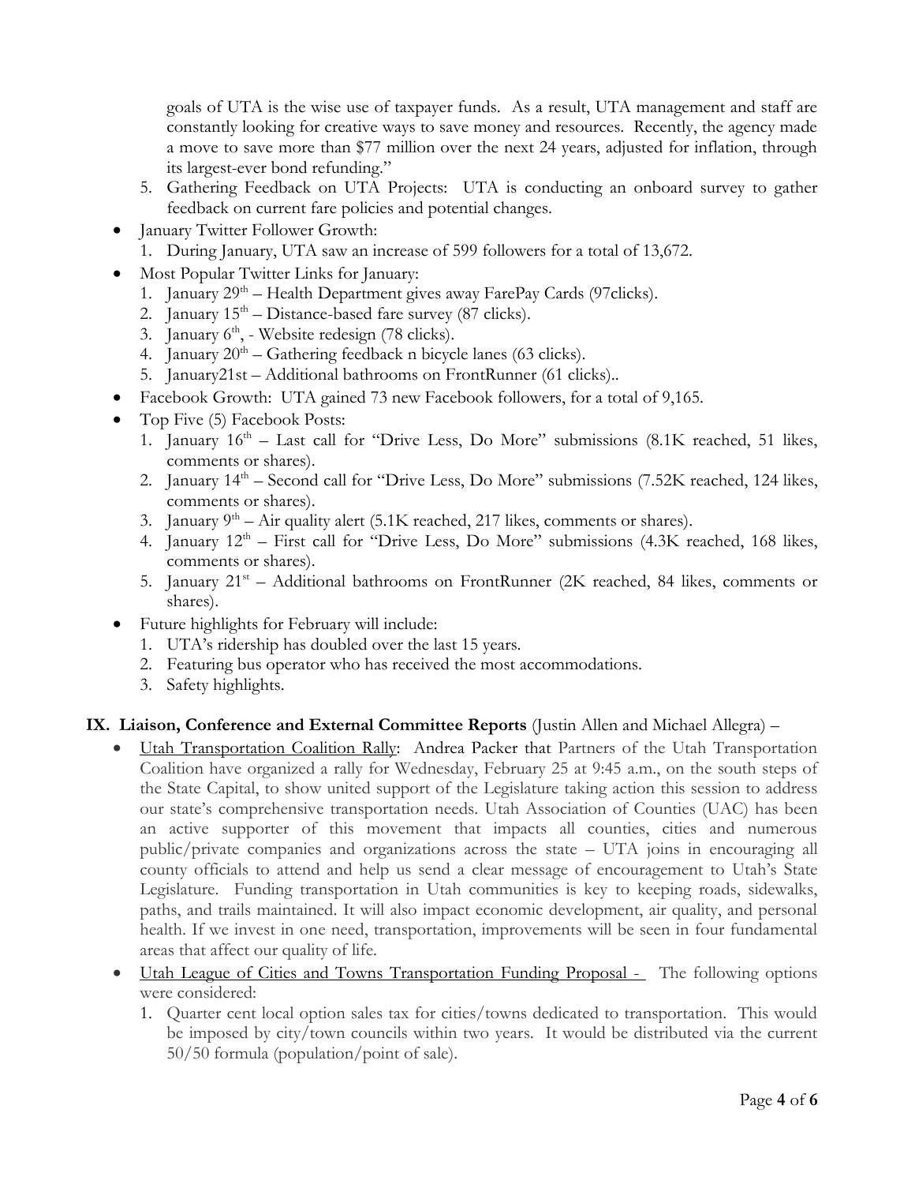goals of UTA is the wise use of taxpayer funds. As a result, UTA management and staff are constantly looking for creative ways to save money and resources. Recently, the agency made a move to save more than $77 million over the next 24 years, adjusted for inflation, through its largest-ever bond refunding."

5. Gathering Feedback on UTA Projects: UTA is conducting an onboard survey to gather feedback on current fare policies and potential changes.

- January Twitter Follower Growth:
  1. During January, UTA saw an increase of 599 followers for a total of 13,672.
- Most Popular Twitter Links for January:
  1. January 29th – Health Department gives away FarePay Cards (97clicks).
  2. January 15th – Distance-based fare survey (87 clicks).
  3. January 6th, - Website redesign (78 clicks).
  4. January 20th – Gathering feedback n bicycle lanes (63 clicks).
  5. January21st – Additional bathrooms on FrontRunner (61 clicks)..
- Facebook Growth: UTA gained 73 new Facebook followers, for a total of 9,165.
- Top Five (5) Facebook Posts:
  1. January 16th – Last call for "Drive Less, Do More" submissions (8.1K reached, 51 likes, comments or shares).
  2. January 14th – Second call for "Drive Less, Do More" submissions (7.52K reached, 124 likes, comments or shares).
  3. January 9th – Air quality alert (5.1K reached, 217 likes, comments or shares).
  4. January 12th – First call for "Drive Less, Do More" submissions (4.3K reached, 168 likes, comments or shares).
  5. January 21st – Additional bathrooms on FrontRunner (2K reached, 84 likes, comments or shares).
- Future highlights for February will include:
  1. UTA's ridership has doubled over the last 15 years.
  2. Featuring bus operator who has received the most accommodations.
  3. Safety highlights.

## IX. Liaison, Conference and External Committee Reports (Justin Allen and Michael Allegra) –

- Utah Transportation Coalition Rally: Andrea Packer that Partners of the Utah Transportation Coalition have organized a rally for Wednesday, February 25 at 9:45 a.m., on the south steps of the State Capital, to show united support of the Legislature taking action this session to address our state's comprehensive transportation needs. Utah Association of Counties (UAC) has been an active supporter of this movement that impacts all counties, cities and numerous public/private companies and organizations across the state – UTA joins in encouraging all county officials to attend and help us send a clear message of encouragement to Utah's State Legislature. Funding transportation in Utah communities is key to keeping roads, sidewalks, paths, and trails maintained. It will also impact economic development, air quality, and personal health. If we invest in one need, transportation, improvements will be seen in four fundamental areas that affect our quality of life.
- Utah League of Cities and Towns Transportation Funding Proposal - The following options were considered:
  1. Quarter cent local option sales tax for cities/towns dedicated to transportation. This would be imposed by city/town councils within two years. It would be distributed via the current 50/50 formula (population/point of sale).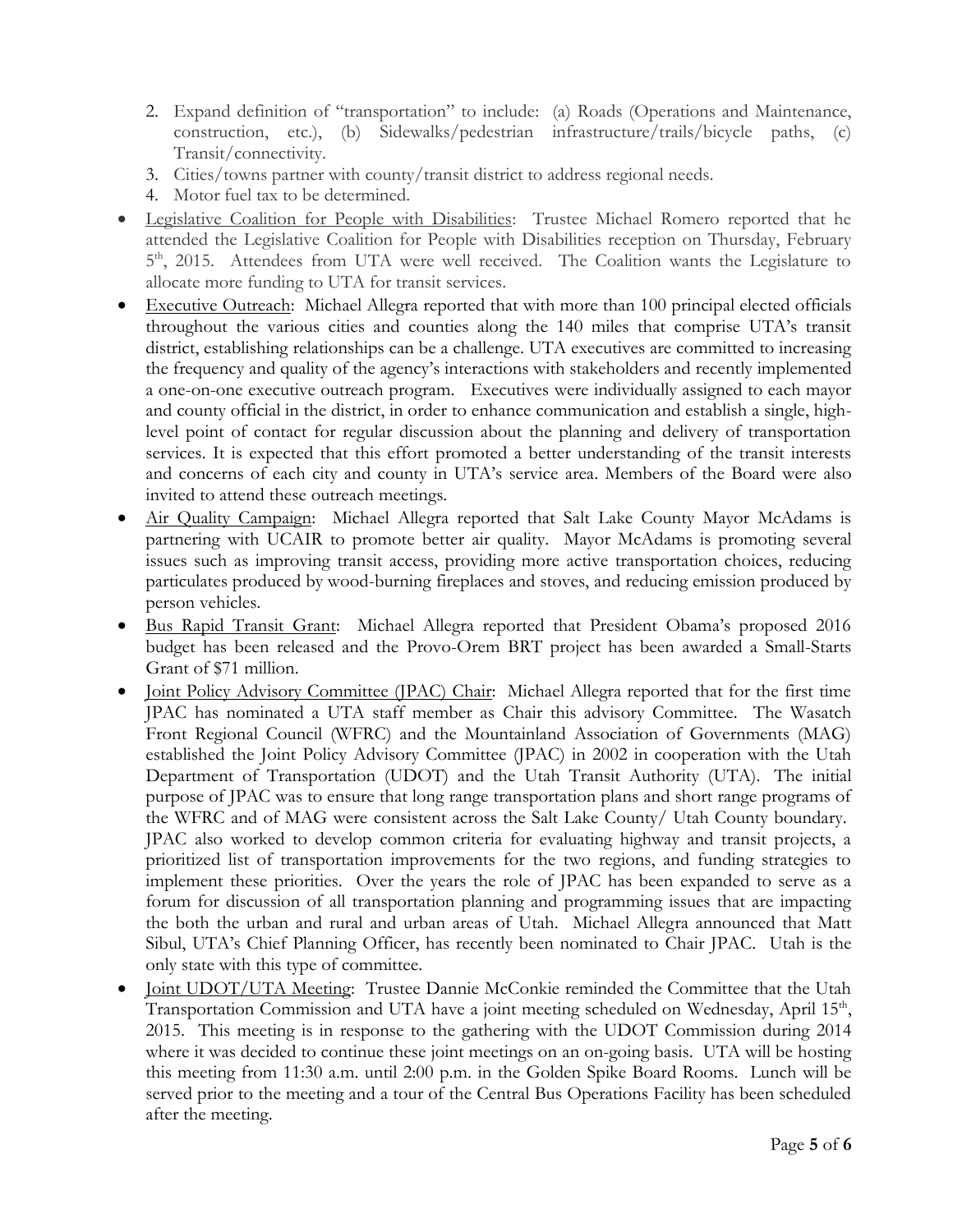2. Expand definition of "transportation" to include: (a) Roads (Operations and Maintenance, construction, etc.), (b) Sidewalks/pedestrian infrastructure/trails/bicycle paths, (c) Transit/connectivity.
3. Cities/towns partner with county/transit district to address regional needs.
4. Motor fuel tax to be determined.

- Legislative Coalition for People with Disabilities: Trustee Michael Romero reported that he attended the Legislative Coalition for People with Disabilities reception on Thursday, February 5th, 2015. Attendees from UTA were well received. The Coalition wants the Legislature to allocate more funding to UTA for transit services.
- Executive Outreach: Michael Allegra reported that with more than 100 principal elected officials throughout the various cities and counties along the 140 miles that comprise UTA's transit district, establishing relationships can be a challenge. UTA executives are committed to increasing the frequency and quality of the agency's interactions with stakeholders and recently implemented a one-on-one executive outreach program. Executives were individually assigned to each mayor and county official in the district, in order to enhance communication and establish a single, high-level point of contact for regular discussion about the planning and delivery of transportation services. It is expected that this effort promoted a better understanding of the transit interests and concerns of each city and county in UTA's service area. Members of the Board were also invited to attend these outreach meetings.
- Air Quality Campaign: Michael Allegra reported that Salt Lake County Mayor McAdams is partnering with UCAIR to promote better air quality. Mayor McAdams is promoting several issues such as improving transit access, providing more active transportation choices, reducing particulates produced by wood-burning fireplaces and stoves, and reducing emission produced by person vehicles.
- Bus Rapid Transit Grant: Michael Allegra reported that President Obama's proposed 2016 budget has been released and the Provo-Orem BRT project has been awarded a Small-Starts Grant of $71 million.
- Joint Policy Advisory Committee (JPAC) Chair: Michael Allegra reported that for the first time JPAC has nominated a UTA staff member as Chair this advisory Committee. The Wasatch Front Regional Council (WFRC) and the Mountainland Association of Governments (MAG) established the Joint Policy Advisory Committee (JPAC) in 2002 in cooperation with the Utah Department of Transportation (UDOT) and the Utah Transit Authority (UTA). The initial purpose of JPAC was to ensure that long range transportation plans and short range programs of the WFRC and of MAG were consistent across the Salt Lake County/ Utah County boundary. JPAC also worked to develop common criteria for evaluating highway and transit projects, a prioritized list of transportation improvements for the two regions, and funding strategies to implement these priorities. Over the years the role of JPAC has been expanded to serve as a forum for discussion of all transportation planning and programming issues that are impacting the both the urban and rural and urban areas of Utah. Michael Allegra announced that Matt Sibul, UTA's Chief Planning Officer, has recently been nominated to Chair JPAC. Utah is the only state with this type of committee.
- Joint UDOT/UTA Meeting: Trustee Dannie McConkie reminded the Committee that the Utah Transportation Commission and UTA have a joint meeting scheduled on Wednesday, April 15th, 2015. This meeting is in response to the gathering with the UDOT Commission during 2014 where it was decided to continue these joint meetings on an on-going basis. UTA will be hosting this meeting from 11:30 a.m. until 2:00 p.m. in the Golden Spike Board Rooms. Lunch will be served prior to the meeting and a tour of the Central Bus Operations Facility has been scheduled after the meeting.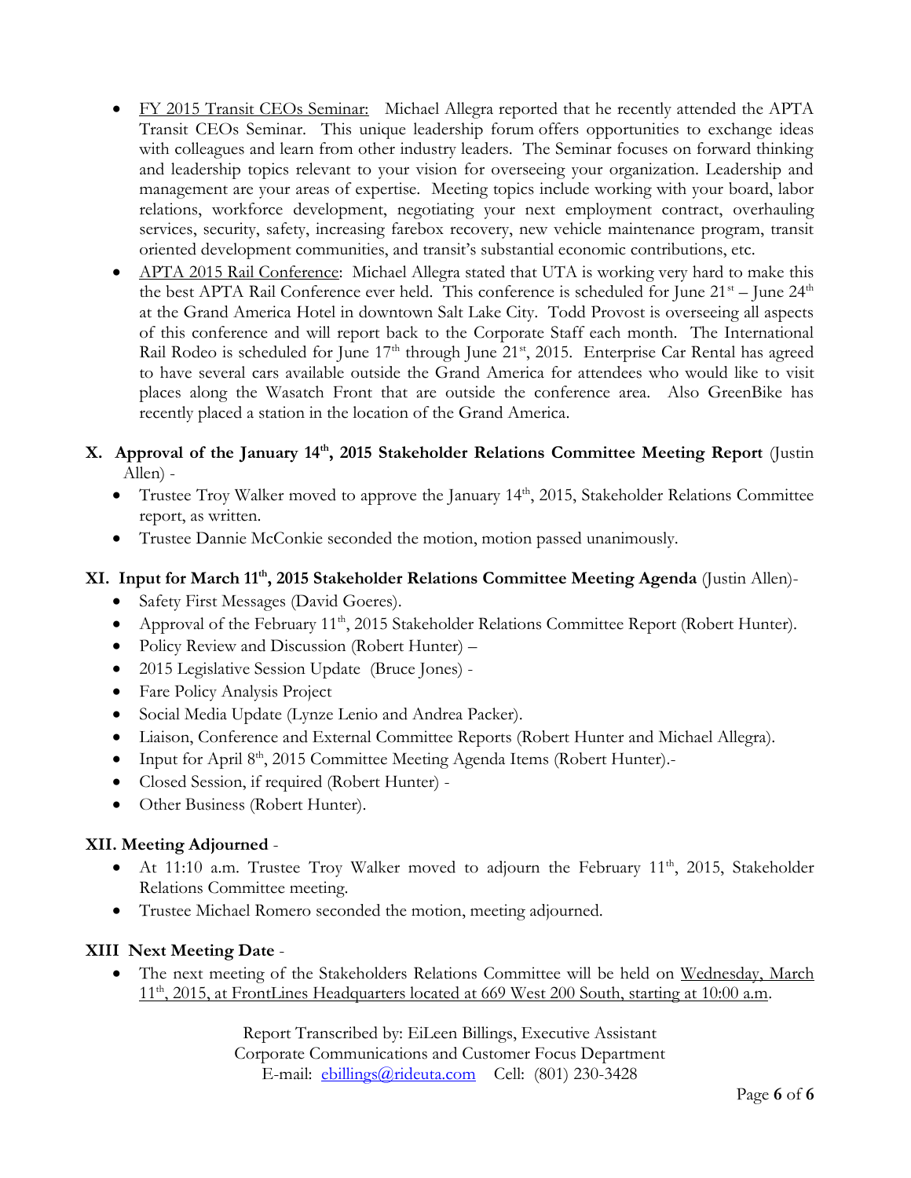- FY 2015 Transit CEOs Seminar: Michael Allegra reported that he recently attended the APTA Transit CEOs Seminar. This unique leadership forum offers opportunities to exchange ideas with colleagues and learn from other industry leaders. The Seminar focuses on forward thinking and leadership topics relevant to your vision for overseeing your organization. Leadership and management are your areas of expertise. Meeting topics include working with your board, labor relations, workforce development, negotiating your next employment contract, overhauling services, security, safety, increasing farebox recovery, new vehicle maintenance program, transit oriented development communities, and transit's substantial economic contributions, etc.
- APTA 2015 Rail Conference: Michael Allegra stated that UTA is working very hard to make this the best APTA Rail Conference ever held. This conference is scheduled for June 21st – June 24th at the Grand America Hotel in downtown Salt Lake City. Todd Provost is overseeing all aspects of this conference and will report back to the Corporate Staff each month. The International Rail Rodeo is scheduled for June 17th through June 21st, 2015. Enterprise Car Rental has agreed to have several cars available outside the Grand America for attendees who would like to visit places along the Wasatch Front that are outside the conference area. Also GreenBike has recently placed a station in the location of the Grand America.

**X. Approval of the January 14th, 2015 Stakeholder Relations Committee Meeting Report** (Justin Allen) -

- Trustee Troy Walker moved to approve the January 14th, 2015, Stakeholder Relations Committee report, as written.
- Trustee Dannie McConkie seconded the motion, motion passed unanimously.

**XI. Input for March 11th, 2015 Stakeholder Relations Committee Meeting Agenda** (Justin Allen)-

- Safety First Messages (David Goeres).
- Approval of the February 11th, 2015 Stakeholder Relations Committee Report (Robert Hunter).
- Policy Review and Discussion (Robert Hunter) –
- 2015 Legislative Session Update (Bruce Jones) -
- Fare Policy Analysis Project
- Social Media Update (Lynze Lenio and Andrea Packer).
- Liaison, Conference and External Committee Reports (Robert Hunter and Michael Allegra).
- Input for April 8th, 2015 Committee Meeting Agenda Items (Robert Hunter).-
- Closed Session, if required (Robert Hunter) -
- Other Business (Robert Hunter).

**XII. Meeting Adjourned** -

- At 11:10 a.m. Trustee Troy Walker moved to adjourn the February 11th, 2015, Stakeholder Relations Committee meeting.
- Trustee Michael Romero seconded the motion, meeting adjourned.

**XIII Next Meeting Date** -

- The next meeting of the Stakeholders Relations Committee will be held on Wednesday, March 11th, 2015, at FrontLines Headquarters located at 669 West 200 South, starting at 10:00 a.m.

Report Transcribed by: EiLeen Billings, Executive Assistant
Corporate Communications and Customer Focus Department
E-mail: ebillings@rideuta.com Cell: (801) 230-3428